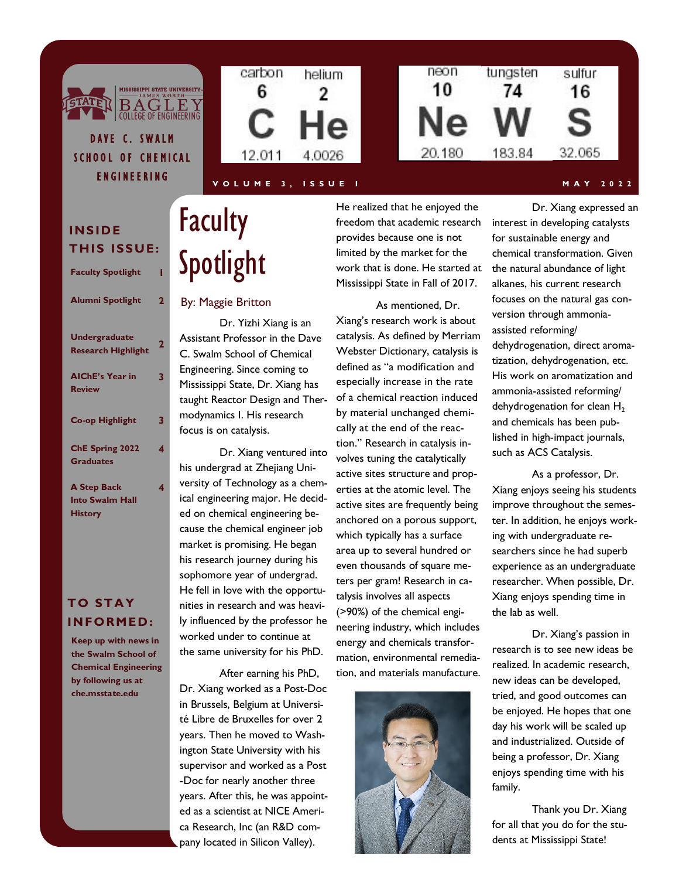MISSISSIPPI STATE UNIVERSITY — JAMES WORTH BAGLEY COLLEGE OF ENGINEERING

**DAVE C. SWALM SCHOOL OF CHEMICAL ENGINEERING**

# ChEmNeWS

| carbon | helium | neon | tungsten | sulfur |
|---|---|---|---|---|
| 6 | 2 | 10 | 74 | 16 |
| C | He | Ne | W | S |
| 12.011 | 4.0026 | 20.180 | 183.84 | 32.065 |

VOLUME 3, ISSUE 1 — MAY 2022

## INSIDE THIS ISSUE:

| | |
|---|---|
| Faculty Spotlight | 1 |
| Alumni Spotlight | 2 |
| Undergraduate Research Highlight | 2 |
| AIChE's Year in Review | 3 |
| Co-op Highlight | 3 |
| ChE Spring 2022 Graduates | 4 |
| A Step Back Into Swalm Hall History | 4 |

## TO STAY INFORMED:

**Keep up with news in the Swalm School of Chemical Engineering by following us at che.msstate.edu**

# Faculty Spotlight

By: Maggie Britton

Dr. Yizhi Xiang is an Assistant Professor in the Dave C. Swalm School of Chemical Engineering. Since coming to Mississippi State, Dr. Xiang has taught Reactor Design and Thermodynamics I. His research focus is on catalysis.

Dr. Xiang ventured into his undergrad at Zhejiang University of Technology as a chemical engineering major. He decided on chemical engineering because the chemical engineer job market is promising. He began his research journey during his sophomore year of undergrad. He fell in love with the opportunities in research and was heavily influenced by the professor he worked under to continue at the same university for his PhD.

After earning his PhD, Dr. Xiang worked as a Post-Doc in Brussels, Belgium at Université Libre de Bruxelles for over 2 years. Then he moved to Washington State University with his supervisor and worked as a Post-Doc for nearly another three years. After this, he was appointed as a scientist at NICE America Research, Inc (an R&D company located in Silicon Valley). He realized that he enjoyed the freedom that academic research provides because one is not limited by the market for the work that is done. He started at Mississippi State in Fall of 2017.

As mentioned, Dr. Xiang's research work is about catalysis. As defined by Merriam Webster Dictionary, catalysis is defined as "a modification and especially increase in the rate of a chemical reaction induced by material unchanged chemically at the end of the reaction." Research in catalysis involves tuning the catalytically active sites structure and properties at the atomic level. The active sites are frequently being anchored on a porous support, which typically has a surface area up to several hundred or even thousands of square meters per gram! Research in catalysis involves all aspects (>90%) of the chemical engineering industry, which includes energy and chemicals transformation, environmental remediation, and materials manufacture.

Dr. Xiang expressed an interest in developing catalysts for sustainable energy and chemical transformation. Given the natural abundance of light alkanes, his current research focuses on the natural gas conversion through ammonia-assisted reforming/dehydrogenation, direct aromatization, dehydrogenation, etc. His work on aromatization and ammonia-assisted reforming/dehydrogenation for clean $H_2$ and chemicals has been published in high-impact journals, such as ACS Catalysis.

As a professor, Dr. Xiang enjoys seeing his students improve throughout the semester. In addition, he enjoys working with undergraduate researchers since he had superb experience as an undergraduate researcher. When possible, Dr. Xiang enjoys spending time in the lab as well.

Dr. Xiang's passion in research is to see new ideas be realized. In academic research, new ideas can be developed, tried, and good outcomes can be enjoyed. He hopes that one day his work will be scaled up and industrialized. Outside of being a professor, Dr. Xiang enjoys spending time with his family.

Thank you Dr. Xiang for all that you do for the students at Mississippi State!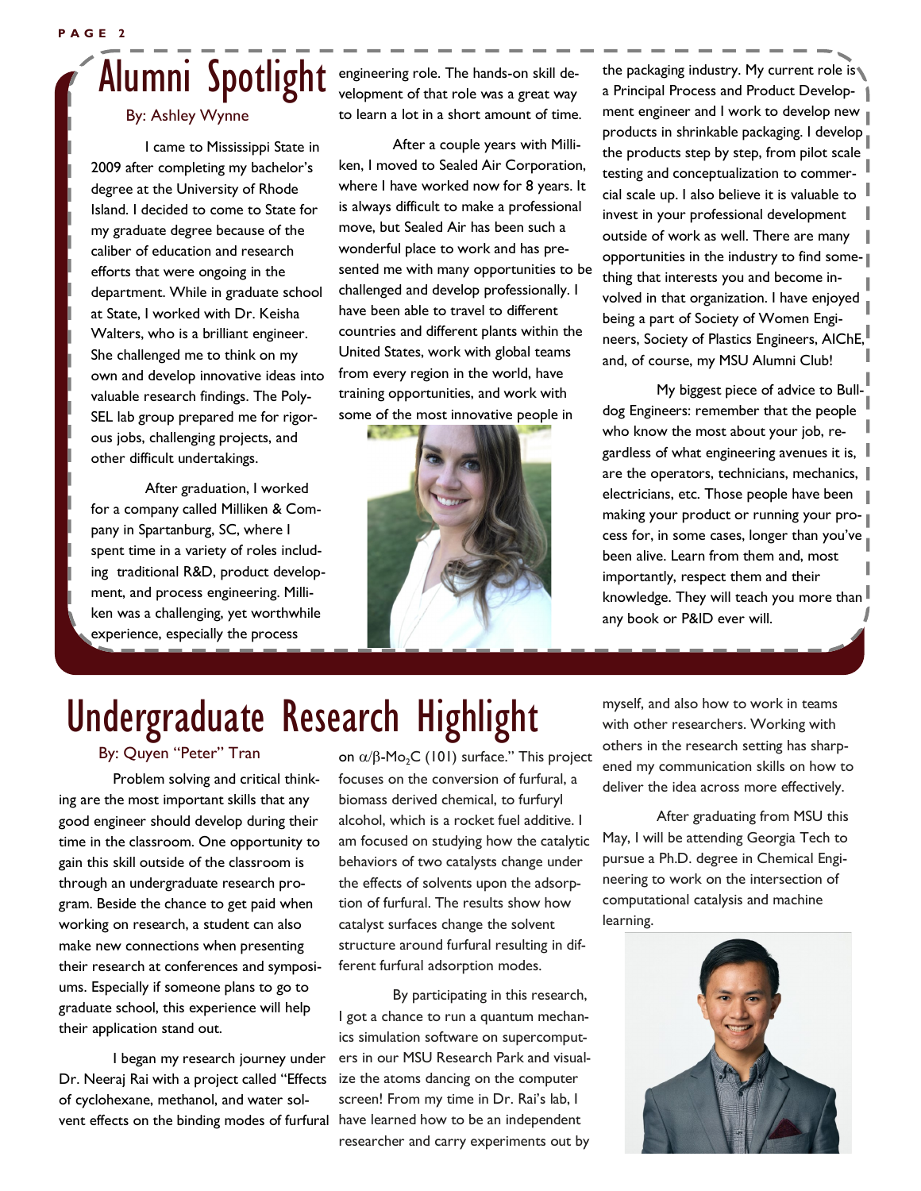# Alumni Spotlight

By: Ashley Wynne

I came to Mississippi State in 2009 after completing my bachelor's degree at the University of Rhode Island. I decided to come to State for my graduate degree because of the caliber of education and research efforts that were ongoing in the department. While in graduate school at State, I worked with Dr. Keisha Walters, who is a brilliant engineer. She challenged me to think on my own and develop innovative ideas into valuable research findings. The Poly-SEL lab group prepared me for rigorous jobs, challenging projects, and other difficult undertakings.

After graduation, I worked for a company called Milliken & Company in Spartanburg, SC, where I spent time in a variety of roles including traditional R&D, product development, and process engineering. Milliken was a challenging, yet worthwhile experience, especially the process engineering role. The hands-on skill development of that role was a great way to learn a lot in a short amount of time.

After a couple years with Milliken, I moved to Sealed Air Corporation, where I have worked now for 8 years. It is always difficult to make a professional move, but Sealed Air has been such a wonderful place to work and has presented me with many opportunities to be challenged and develop professionally. I have been able to travel to different countries and different plants within the United States, work with global teams from every region in the world, have training opportunities, and work with some of the most innovative people in the packaging industry. My current role is a Principal Process and Product Development engineer and I work to develop new products in shrinkable packaging. I develop the products step by step, from pilot scale testing and conceptualization to commercial scale up. I also believe it is valuable to invest in your professional development outside of work as well. There are many opportunities in the industry to find something that interests you and become involved in that organization. I have enjoyed being a part of Society of Women Engineers, Society of Plastics Engineers, AIChE, and, of course, my MSU Alumni Club!

My biggest piece of advice to Bulldog Engineers: remember that the people who know the most about your job, regardless of what engineering avenues it is, are the operators, technicians, mechanics, electricians, etc. Those people have been making your product or running your process for, in some cases, longer than you've been alive. Learn from them and, most importantly, respect them and their knowledge. They will teach you more than any book or P&ID ever will.

# Undergraduate Research Highlight

By: Quyen "Peter" Tran

Problem solving and critical thinking are the most important skills that any good engineer should develop during their time in the classroom. One opportunity to gain this skill outside of the classroom is through an undergraduate research program. Beside the chance to get paid when working on research, a student can also make new connections when presenting their research at conferences and symposiums. Especially if someone plans to go to graduate school, this experience will help their application stand out.

I began my research journey under Dr. Neeraj Rai with a project called "Effects of cyclohexane, methanol, and water solvent effects on the binding modes of furfural on $\alpha/\beta$-$Mo_2C$ (101) surface." This project focuses on the conversion of furfural, a biomass derived chemical, to furfuryl alcohol, which is a rocket fuel additive. I am focused on studying how the catalytic behaviors of two catalysts change under the effects of solvents upon the adsorption of furfural. The results show how catalyst surfaces change the solvent structure around furfural resulting in different furfural adsorption modes.

By participating in this research, I got a chance to run a quantum mechanics simulation software on supercomputers in our MSU Research Park and visualize the atoms dancing on the computer screen! From my time in Dr. Rai's lab, I have learned how to be an independent researcher and carry experiments out by myself, and also how to work in teams with other researchers. Working with others in the research setting has sharpened my communication skills on how to deliver the idea across more effectively.

After graduating from MSU this May, I will be attending Georgia Tech to pursue a Ph.D. degree in Chemical Engineering to work on the intersection of computational catalysis and machine learning.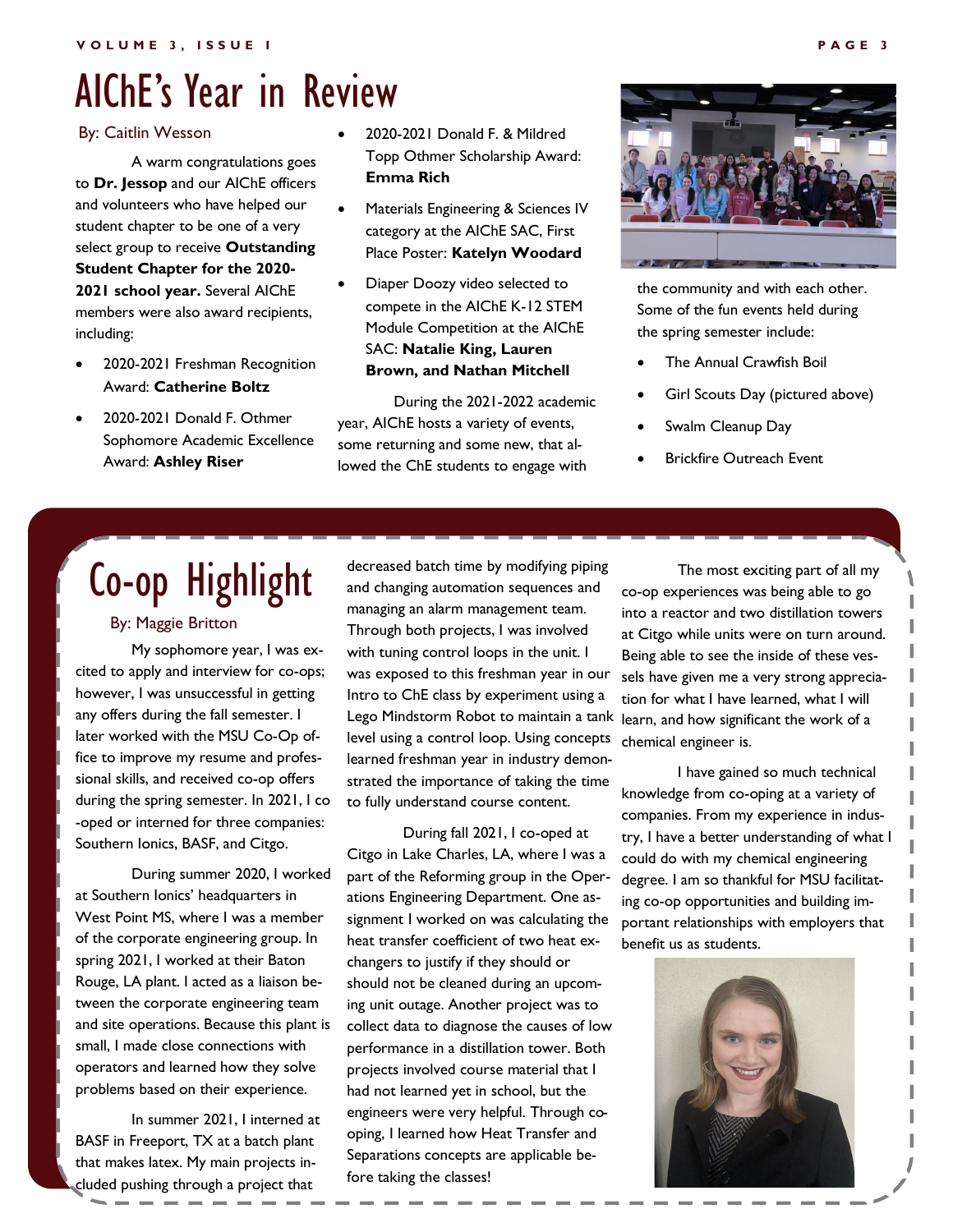# AIChE's Year in Review

By: Caitlin Wesson

A warm congratulations goes to **Dr. Jessop** and our AIChE officers and volunteers who have helped our student chapter to be one of a very select group to receive **Outstanding Student Chapter for the 2020-2021 school year.** Several AIChE members were also award recipients, including:

- 2020-2021 Freshman Recognition Award: **Catherine Boltz**
- 2020-2021 Donald F. Othmer Sophomore Academic Excellence Award: **Ashley Riser**
- 2020-2021 Donald F. & Mildred Topp Othmer Scholarship Award: **Emma Rich**
- Materials Engineering & Sciences IV category at the AIChE SAC, First Place Poster: **Katelyn Woodard**
- Diaper Doozy video selected to compete in the AIChE K-12 STEM Module Competition at the AIChE SAC: **Natalie King, Lauren Brown, and Nathan Mitchell**

During the 2021-2022 academic year, AIChE hosts a variety of events, some returning and some new, that allowed the ChE students to engage with the community and with each other. Some of the fun events held during the spring semester include:

- The Annual Crawfish Boil
- Girl Scouts Day (pictured above)
- Swalm Cleanup Day
- Brickfire Outreach Event

# Co-op Highlight

By: Maggie Britton

My sophomore year, I was excited to apply and interview for co-ops; however, I was unsuccessful in getting any offers during the fall semester. I later worked with the MSU Co-Op office to improve my resume and professional skills, and received co-op offers during the spring semester. In 2021, I co-oped or interned for three companies: Southern Ionics, BASF, and Citgo.

During summer 2020, I worked at Southern Ionics' headquarters in West Point MS, where I was a member of the corporate engineering group. In spring 2021, I worked at their Baton Rouge, LA plant. I acted as a liaison between the corporate engineering team and site operations. Because this plant is small, I made close connections with operators and learned how they solve problems based on their experience.

In summer 2021, I interned at BASF in Freeport, TX at a batch plant that makes latex. My main projects included pushing through a project that decreased batch time by modifying piping and changing automation sequences and managing an alarm management team. Through both projects, I was involved with tuning control loops in the unit. I was exposed to this freshman year in our Intro to ChE class by experiment using a Lego Mindstorm Robot to maintain a tank level using a control loop. Using concepts learned freshman year in industry demonstrated the importance of taking the time to fully understand course content.

During fall 2021, I co-oped at Citgo in Lake Charles, LA, where I was a part of the Reforming group in the Operations Engineering Department. One assignment I worked on was calculating the heat transfer coefficient of two heat exchangers to justify if they should or should not be cleaned during an upcoming unit outage. Another project was to collect data to diagnose the causes of low performance in a distillation tower. Both projects involved course material that I had not learned yet in school, but the engineers were very helpful. Through co-oping, I learned how Heat Transfer and Separations concepts are applicable before taking the classes!

The most exciting part of all my co-op experiences was being able to go into a reactor and two distillation towers at Citgo while units were on turn around. Being able to see the inside of these vessels have given me a very strong appreciation for what I have learned, what I will learn, and how significant the work of a chemical engineer is.

I have gained so much technical knowledge from co-oping at a variety of companies. From my experience in industry, I have a better understanding of what I could do with my chemical engineering degree. I am so thankful for MSU facilitating co-op opportunities and building important relationships with employers that benefit us as students.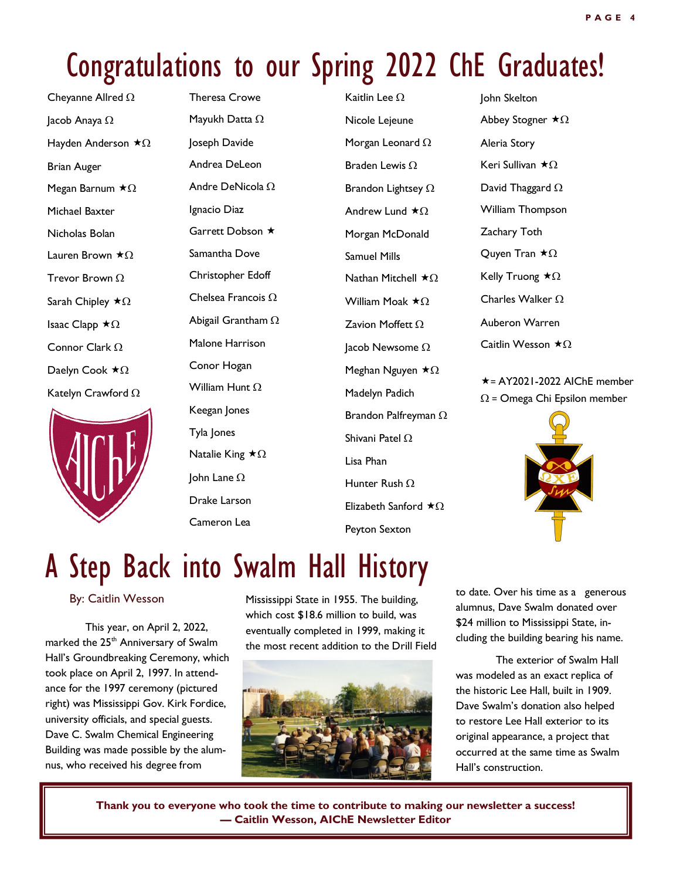# Congratulations to our Spring 2022 ChE Graduates!

Cheyanne Allred Ω
Jacob Anaya Ω
Hayden Anderson ★Ω
Brian Auger
Megan Barnum ★Ω
Michael Baxter
Nicholas Bolan
Lauren Brown ★Ω
Trevor Brown Ω
Sarah Chipley ★Ω
Isaac Clapp ★Ω
Connor Clark Ω
Daelyn Cook ★Ω
Katelyn Crawford Ω

Theresa Crowe
Mayukh Datta Ω
Joseph Davide
Andrea DeLeon
Andre DeNicola Ω
Ignacio Diaz
Garrett Dobson ★
Samantha Dove
Christopher Edoff
Chelsea Francois Ω
Abigail Grantham Ω
Malone Harrison
Conor Hogan
William Hunt Ω
Keegan Jones
Tyla Jones
Natalie King ★Ω
John Lane Ω
Drake Larson
Cameron Lea

Kaitlin Lee Ω
Nicole Lejeune
Morgan Leonard Ω
Braden Lewis Ω
Brandon Lightsey Ω
Andrew Lund ★Ω
Morgan McDonald
Samuel Mills
Nathan Mitchell ★Ω
William Moak ★Ω
Zavion Moffett Ω
Jacob Newsome Ω
Meghan Nguyen ★Ω
Madelyn Padich
Brandon Palfreyman Ω
Shivani Patel Ω
Lisa Phan
Hunter Rush Ω
Elizabeth Sanford ★Ω
Peyton Sexton

John Skelton
Abbey Stogner ★Ω
Aleria Story
Keri Sullivan ★Ω
David Thaggard Ω
William Thompson
Zachary Toth
Quyen Tran ★Ω
Kelly Truong ★Ω
Charles Walker Ω
Auberon Warren
Caitlin Wesson ★Ω

★= AY2021-2022 AIChE member
Ω = Omega Chi Epsilon member

# A Step Back into Swalm Hall History

By: Caitlin Wesson

This year, on April 2, 2022, marked the 25th Anniversary of Swalm Hall's Groundbreaking Ceremony, which took place on April 2, 1997. In attendance for the 1997 ceremony (pictured right) was Mississippi Gov. Kirk Fordice, university officials, and special guests. Dave C. Swalm Chemical Engineering Building was made possible by the alumnus, who received his degree from Mississippi State in 1955. The building, which cost $18.6 million to build, was eventually completed in 1999, making it the most recent addition to the Drill Field to date. Over his time as a generous alumnus, Dave Swalm donated over $24 million to Mississippi State, including the building bearing his name.

The exterior of Swalm Hall was modeled as an exact replica of the historic Lee Hall, built in 1909. Dave Swalm's donation also helped to restore Lee Hall exterior to its original appearance, a project that occurred at the same time as Swalm Hall's construction.

**Thank you to everyone who took the time to contribute to making our newsletter a success!**
**— Caitlin Wesson, AIChE Newsletter Editor**